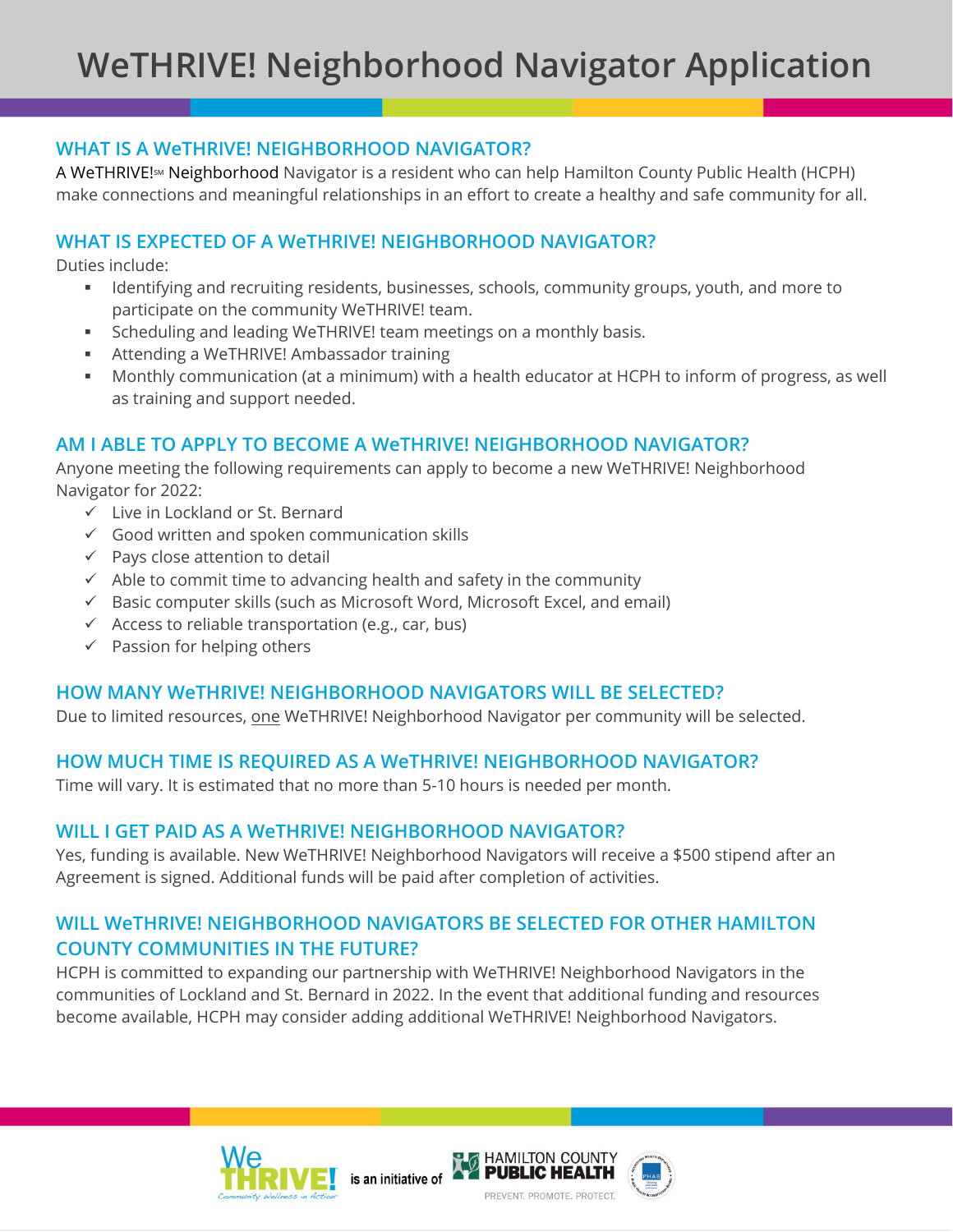# WeTHRIVE! Neighborhood Navigator Application

## WHAT IS A WeTHRIVE! NEIGHBORHOOD NAVIGATOR?

A WeTHRIVE!℠ Neighborhood Navigator is a resident who can help Hamilton County Public Health (HCPH) make connections and meaningful relationships in an effort to create a healthy and safe community for all.

## WHAT IS EXPECTED OF A WeTHRIVE! NEIGHBORHOOD NAVIGATOR?

Duties include:

- Identifying and recruiting residents, businesses, schools, community groups, youth, and more to participate on the community WeTHRIVE! team.
- Scheduling and leading WeTHRIVE! team meetings on a monthly basis.
- Attending a WeTHRIVE! Ambassador training
- Monthly communication (at a minimum) with a health educator at HCPH to inform of progress, as well as training and support needed.

## AM I ABLE TO APPLY TO BECOME A WeTHRIVE! NEIGHBORHOOD NAVIGATOR?

Anyone meeting the following requirements can apply to become a new WeTHRIVE! Neighborhood Navigator for 2022:

- ✓ Live in Lockland or St. Bernard
- ✓ Good written and spoken communication skills
- ✓ Pays close attention to detail
- ✓ Able to commit time to advancing health and safety in the community
- ✓ Basic computer skills (such as Microsoft Word, Microsoft Excel, and email)
- ✓ Access to reliable transportation (e.g., car, bus)
- ✓ Passion for helping others

## HOW MANY WeTHRIVE! NEIGHBORHOOD NAVIGATORS WILL BE SELECTED?

Due to limited resources, <u>one</u> WeTHRIVE! Neighborhood Navigator per community will be selected.

## HOW MUCH TIME IS REQUIRED AS A WeTHRIVE! NEIGHBORHOOD NAVIGATOR?

Time will vary. It is estimated that no more than 5-10 hours is needed per month.

## WILL I GET PAID AS A WeTHRIVE! NEIGHBORHOOD NAVIGATOR?

Yes, funding is available. New WeTHRIVE! Neighborhood Navigators will receive a $500 stipend after an Agreement is signed. Additional funds will be paid after completion of activities.

## WILL WeTHRIVE! NEIGHBORHOOD NAVIGATORS BE SELECTED FOR OTHER HAMILTON COUNTY COMMUNITIES IN THE FUTURE?

HCPH is committed to expanding our partnership with WeTHRIVE! Neighborhood Navigators in the communities of Lockland and St. Bernard in 2022. In the event that additional funding and resources become available, HCPH may consider adding additional WeTHRIVE! Neighborhood Navigators.

WeTHRIVE! Community Wellness in Action is an initiative of HAMILTON COUNTY PUBLIC HEALTH — PREVENT. PROMOTE. PROTECT.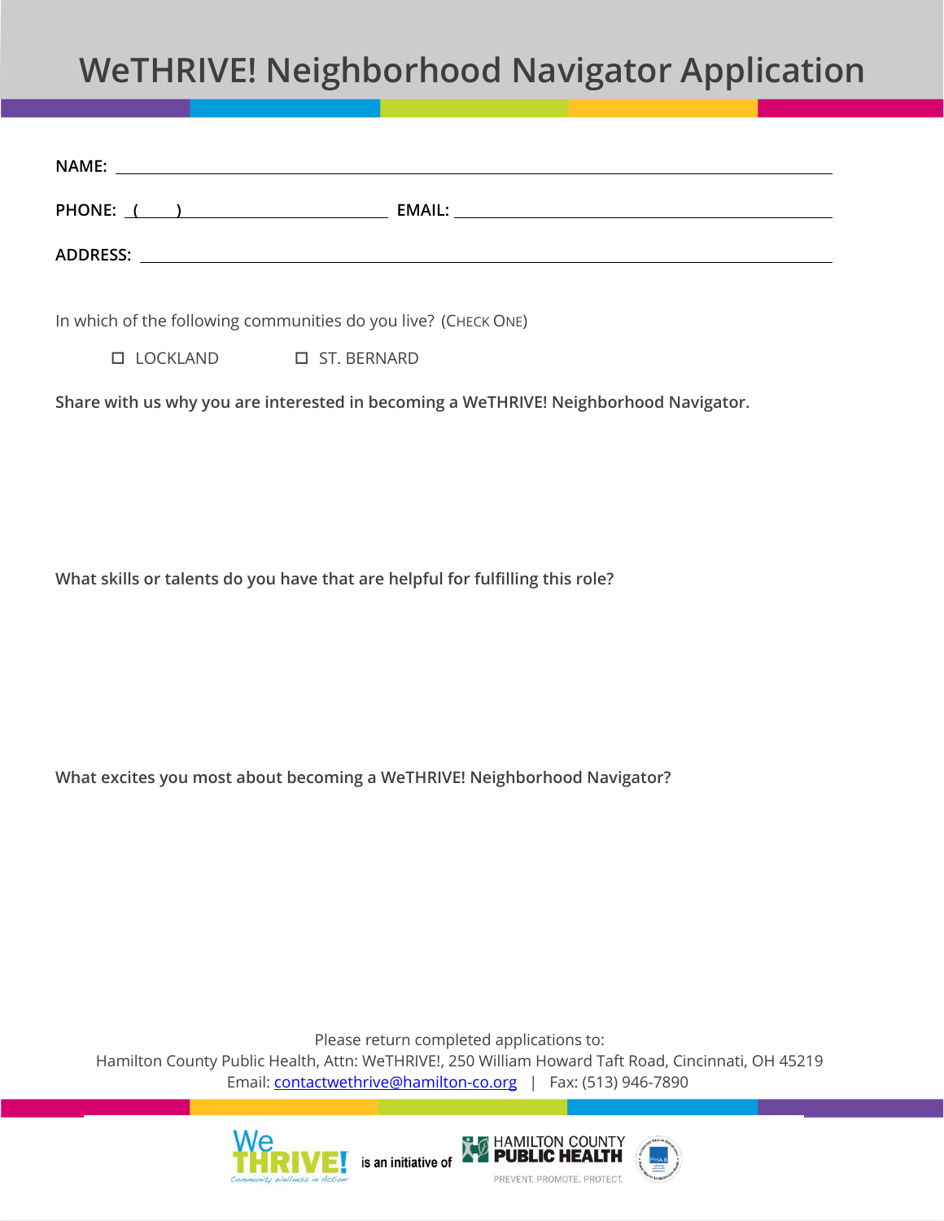# WeTHRIVE! Neighborhood Navigator Application

**NAME:** ______________________________________________

**PHONE:** ( ) ____________________ **EMAIL:** ______________________________

**ADDRESS:** ______________________________________________

In which of the following communities do you live? (CHECK ONE)

☐ LOCKLAND ☐ ST. BERNARD

**Share with us why you are interested in becoming a WeTHRIVE! Neighborhood Navigator.**

**What skills or talents do you have that are helpful for fulfilling this role?**

**What excites you most about becoming a WeTHRIVE! Neighborhood Navigator?**

Please return completed applications to:
Hamilton County Public Health, Attn: WeTHRIVE!, 250 William Howard Taft Road, Cincinnati, OH 45219
Email: contactwethrive@hamilton-co.org | Fax: (513) 946-7890

WeTHRIVE! Community Wellness in Action is an initiative of HAMILTON COUNTY PUBLIC HEALTH PREVENT. PROMOTE. PROTECT.